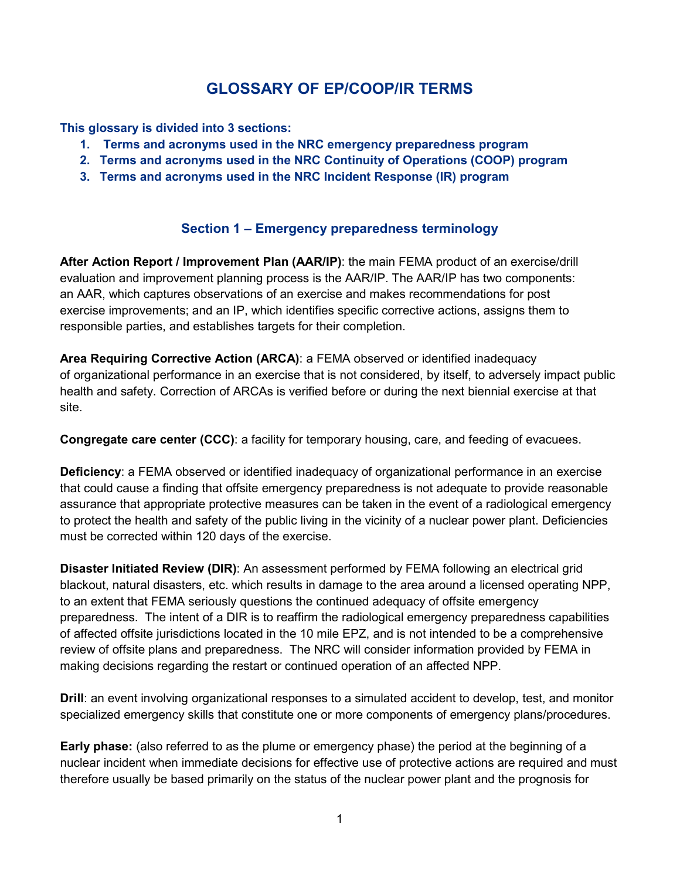# GLOSSARY OF EP/COOP/IR TERMS

**This glossary is divided into 3 sections:**

1. **Terms and acronyms used in the NRC emergency preparedness program**
2. **Terms and acronyms used in the NRC Continuity of Operations (COOP) program**
3. **Terms and acronyms used in the NRC Incident Response (IR) program**

## Section 1 – Emergency preparedness terminology

**After Action Report / Improvement Plan (AAR/IP)**: the main FEMA product of an exercise/drill evaluation and improvement planning process is the AAR/IP. The AAR/IP has two components: an AAR, which captures observations of an exercise and makes recommendations for post exercise improvements; and an IP, which identifies specific corrective actions, assigns them to responsible parties, and establishes targets for their completion.

**Area Requiring Corrective Action (ARCA)**: a FEMA observed or identified inadequacy of organizational performance in an exercise that is not considered, by itself, to adversely impact public health and safety. Correction of ARCAs is verified before or during the next biennial exercise at that site.

**Congregate care center (CCC)**: a facility for temporary housing, care, and feeding of evacuees.

**Deficiency**: a FEMA observed or identified inadequacy of organizational performance in an exercise that could cause a finding that offsite emergency preparedness is not adequate to provide reasonable assurance that appropriate protective measures can be taken in the event of a radiological emergency to protect the health and safety of the public living in the vicinity of a nuclear power plant. Deficiencies must be corrected within 120 days of the exercise.

**Disaster Initiated Review (DIR)**: An assessment performed by FEMA following an electrical grid blackout, natural disasters, etc. which results in damage to the area around a licensed operating NPP, to an extent that FEMA seriously questions the continued adequacy of offsite emergency preparedness. The intent of a DIR is to reaffirm the radiological emergency preparedness capabilities of affected offsite jurisdictions located in the 10 mile EPZ, and is not intended to be a comprehensive review of offsite plans and preparedness. The NRC will consider information provided by FEMA in making decisions regarding the restart or continued operation of an affected NPP.

**Drill**: an event involving organizational responses to a simulated accident to develop, test, and monitor specialized emergency skills that constitute one or more components of emergency plans/procedures.

**Early phase:** (also referred to as the plume or emergency phase) the period at the beginning of a nuclear incident when immediate decisions for effective use of protective actions are required and must therefore usually be based primarily on the status of the nuclear power plant and the prognosis for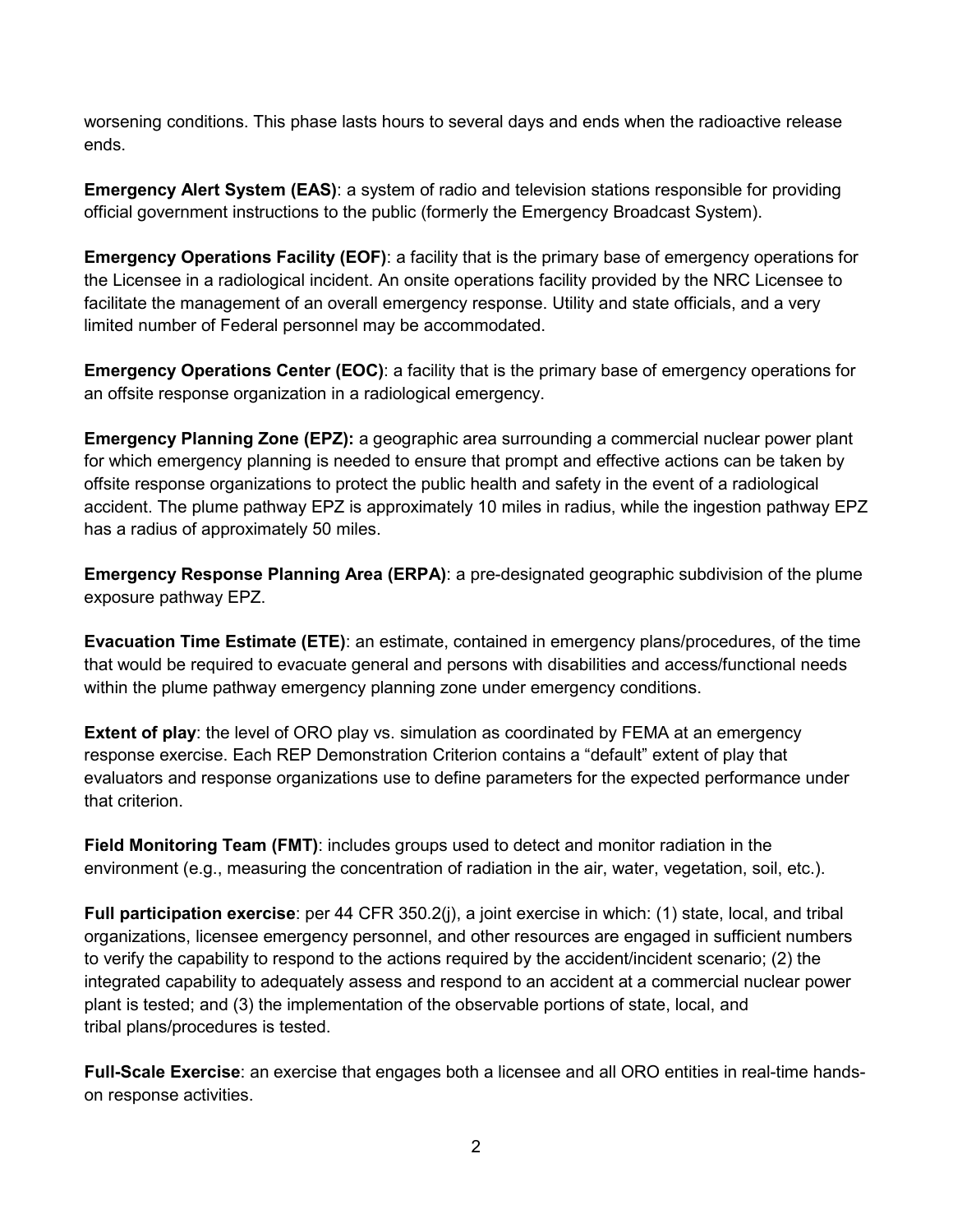worsening conditions. This phase lasts hours to several days and ends when the radioactive release ends.

**Emergency Alert System (EAS)**: a system of radio and television stations responsible for providing official government instructions to the public (formerly the Emergency Broadcast System).

**Emergency Operations Facility (EOF)**: a facility that is the primary base of emergency operations for the Licensee in a radiological incident. An onsite operations facility provided by the NRC Licensee to facilitate the management of an overall emergency response. Utility and state officials, and a very limited number of Federal personnel may be accommodated.

**Emergency Operations Center (EOC)**: a facility that is the primary base of emergency operations for an offsite response organization in a radiological emergency.

**Emergency Planning Zone (EPZ):** a geographic area surrounding a commercial nuclear power plant for which emergency planning is needed to ensure that prompt and effective actions can be taken by offsite response organizations to protect the public health and safety in the event of a radiological accident. The plume pathway EPZ is approximately 10 miles in radius, while the ingestion pathway EPZ has a radius of approximately 50 miles.

**Emergency Response Planning Area (ERPA)**: a pre-designated geographic subdivision of the plume exposure pathway EPZ.

**Evacuation Time Estimate (ETE)**: an estimate, contained in emergency plans/procedures, of the time that would be required to evacuate general and persons with disabilities and access/functional needs within the plume pathway emergency planning zone under emergency conditions.

**Extent of play**: the level of ORO play vs. simulation as coordinated by FEMA at an emergency response exercise. Each REP Demonstration Criterion contains a "default" extent of play that evaluators and response organizations use to define parameters for the expected performance under that criterion.

**Field Monitoring Team (FMT)**: includes groups used to detect and monitor radiation in the environment (e.g., measuring the concentration of radiation in the air, water, vegetation, soil, etc.).

**Full participation exercise**: per 44 CFR 350.2(j), a joint exercise in which: (1) state, local, and tribal organizations, licensee emergency personnel, and other resources are engaged in sufficient numbers to verify the capability to respond to the actions required by the accident/incident scenario; (2) the integrated capability to adequately assess and respond to an accident at a commercial nuclear power plant is tested; and (3) the implementation of the observable portions of state, local, and tribal plans/procedures is tested.

**Full-Scale Exercise**: an exercise that engages both a licensee and all ORO entities in real-time hands-on response activities.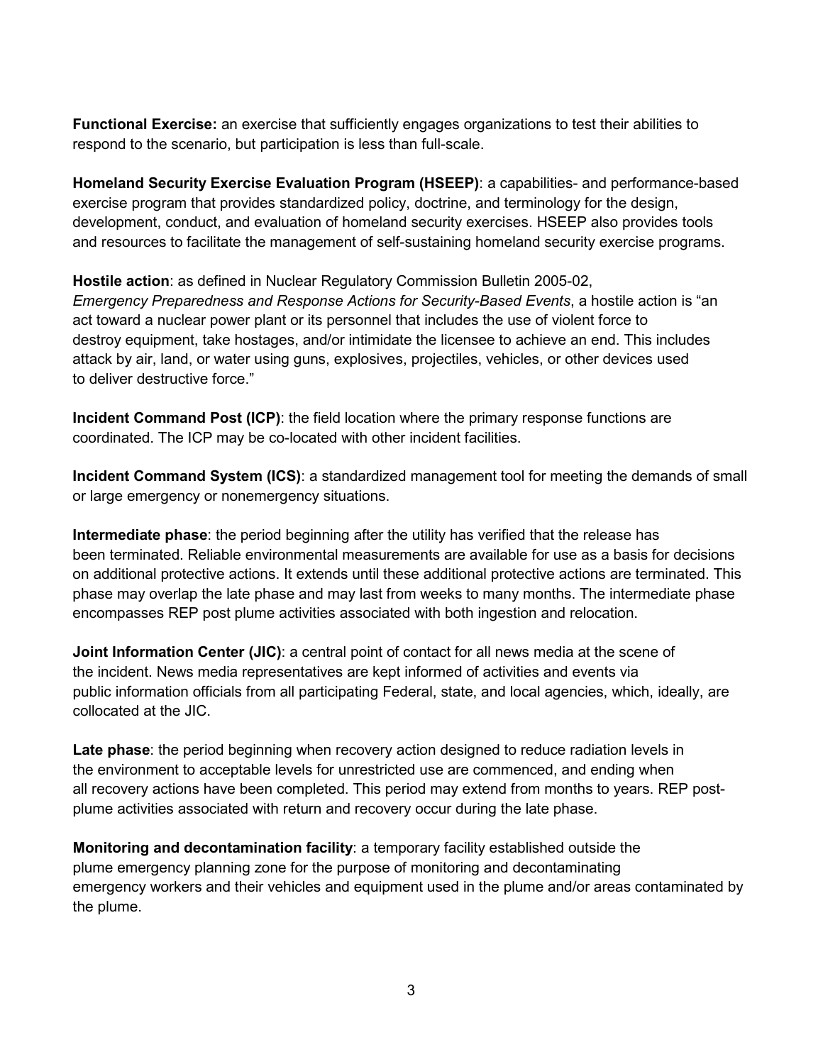**Functional Exercise:** an exercise that sufficiently engages organizations to test their abilities to respond to the scenario, but participation is less than full-scale.

**Homeland Security Exercise Evaluation Program (HSEEP)**: a capabilities- and performance-based exercise program that provides standardized policy, doctrine, and terminology for the design, development, conduct, and evaluation of homeland security exercises. HSEEP also provides tools and resources to facilitate the management of self-sustaining homeland security exercise programs.

**Hostile action**: as defined in Nuclear Regulatory Commission Bulletin 2005-02, *Emergency Preparedness and Response Actions for Security-Based Events*, a hostile action is "an act toward a nuclear power plant or its personnel that includes the use of violent force to destroy equipment, take hostages, and/or intimidate the licensee to achieve an end. This includes attack by air, land, or water using guns, explosives, projectiles, vehicles, or other devices used to deliver destructive force."

**Incident Command Post (ICP)**: the field location where the primary response functions are coordinated. The ICP may be co-located with other incident facilities.

**Incident Command System (ICS)**: a standardized management tool for meeting the demands of small or large emergency or nonemergency situations.

**Intermediate phase**: the period beginning after the utility has verified that the release has been terminated. Reliable environmental measurements are available for use as a basis for decisions on additional protective actions. It extends until these additional protective actions are terminated. This phase may overlap the late phase and may last from weeks to many months. The intermediate phase encompasses REP post plume activities associated with both ingestion and relocation.

**Joint Information Center (JIC)**: a central point of contact for all news media at the scene of the incident. News media representatives are kept informed of activities and events via public information officials from all participating Federal, state, and local agencies, which, ideally, are collocated at the JIC.

**Late phase**: the period beginning when recovery action designed to reduce radiation levels in the environment to acceptable levels for unrestricted use are commenced, and ending when all recovery actions have been completed. This period may extend from months to years. REP post-plume activities associated with return and recovery occur during the late phase.

**Monitoring and decontamination facility**: a temporary facility established outside the plume emergency planning zone for the purpose of monitoring and decontaminating emergency workers and their vehicles and equipment used in the plume and/or areas contaminated by the plume.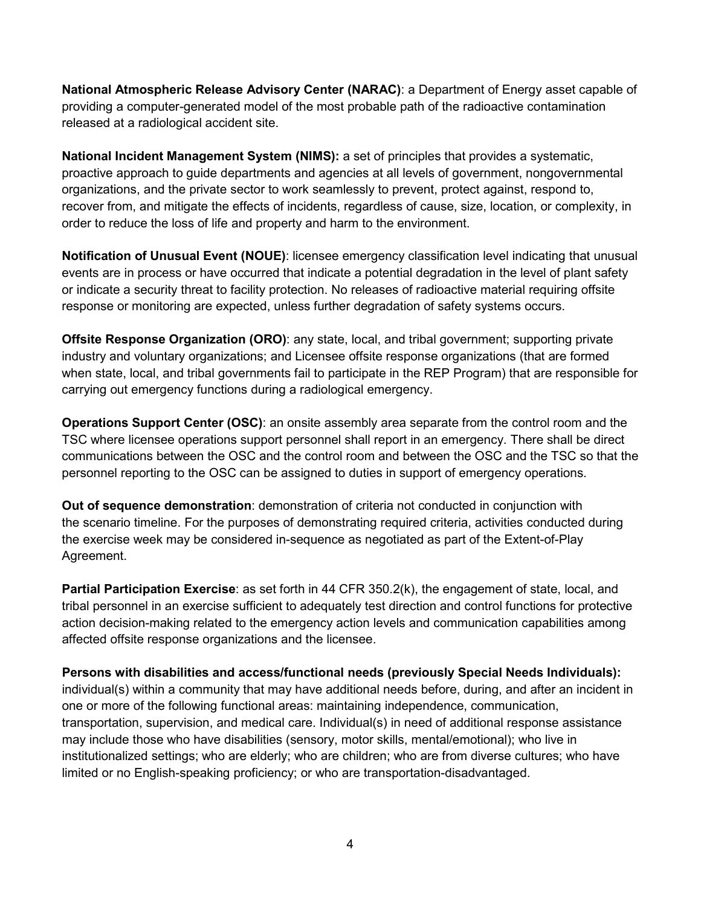**National Atmospheric Release Advisory Center (NARAC)**: a Department of Energy asset capable of providing a computer-generated model of the most probable path of the radioactive contamination released at a radiological accident site.

**National Incident Management System (NIMS):** a set of principles that provides a systematic, proactive approach to guide departments and agencies at all levels of government, nongovernmental organizations, and the private sector to work seamlessly to prevent, protect against, respond to, recover from, and mitigate the effects of incidents, regardless of cause, size, location, or complexity, in order to reduce the loss of life and property and harm to the environment.

**Notification of Unusual Event (NOUE)**: licensee emergency classification level indicating that unusual events are in process or have occurred that indicate a potential degradation in the level of plant safety or indicate a security threat to facility protection. No releases of radioactive material requiring offsite response or monitoring are expected, unless further degradation of safety systems occurs.

**Offsite Response Organization (ORO)**: any state, local, and tribal government; supporting private industry and voluntary organizations; and Licensee offsite response organizations (that are formed when state, local, and tribal governments fail to participate in the REP Program) that are responsible for carrying out emergency functions during a radiological emergency.

**Operations Support Center (OSC)**: an onsite assembly area separate from the control room and the TSC where licensee operations support personnel shall report in an emergency. There shall be direct communications between the OSC and the control room and between the OSC and the TSC so that the personnel reporting to the OSC can be assigned to duties in support of emergency operations.

**Out of sequence demonstration**: demonstration of criteria not conducted in conjunction with the scenario timeline. For the purposes of demonstrating required criteria, activities conducted during the exercise week may be considered in-sequence as negotiated as part of the Extent-of-Play Agreement.

**Partial Participation Exercise**: as set forth in 44 CFR 350.2(k), the engagement of state, local, and tribal personnel in an exercise sufficient to adequately test direction and control functions for protective action decision-making related to the emergency action levels and communication capabilities among affected offsite response organizations and the licensee.

**Persons with disabilities and access/functional needs (previously Special Needs Individuals):** individual(s) within a community that may have additional needs before, during, and after an incident in one or more of the following functional areas: maintaining independence, communication, transportation, supervision, and medical care. Individual(s) in need of additional response assistance may include those who have disabilities (sensory, motor skills, mental/emotional); who live in institutionalized settings; who are elderly; who are children; who are from diverse cultures; who have limited or no English-speaking proficiency; or who are transportation-disadvantaged.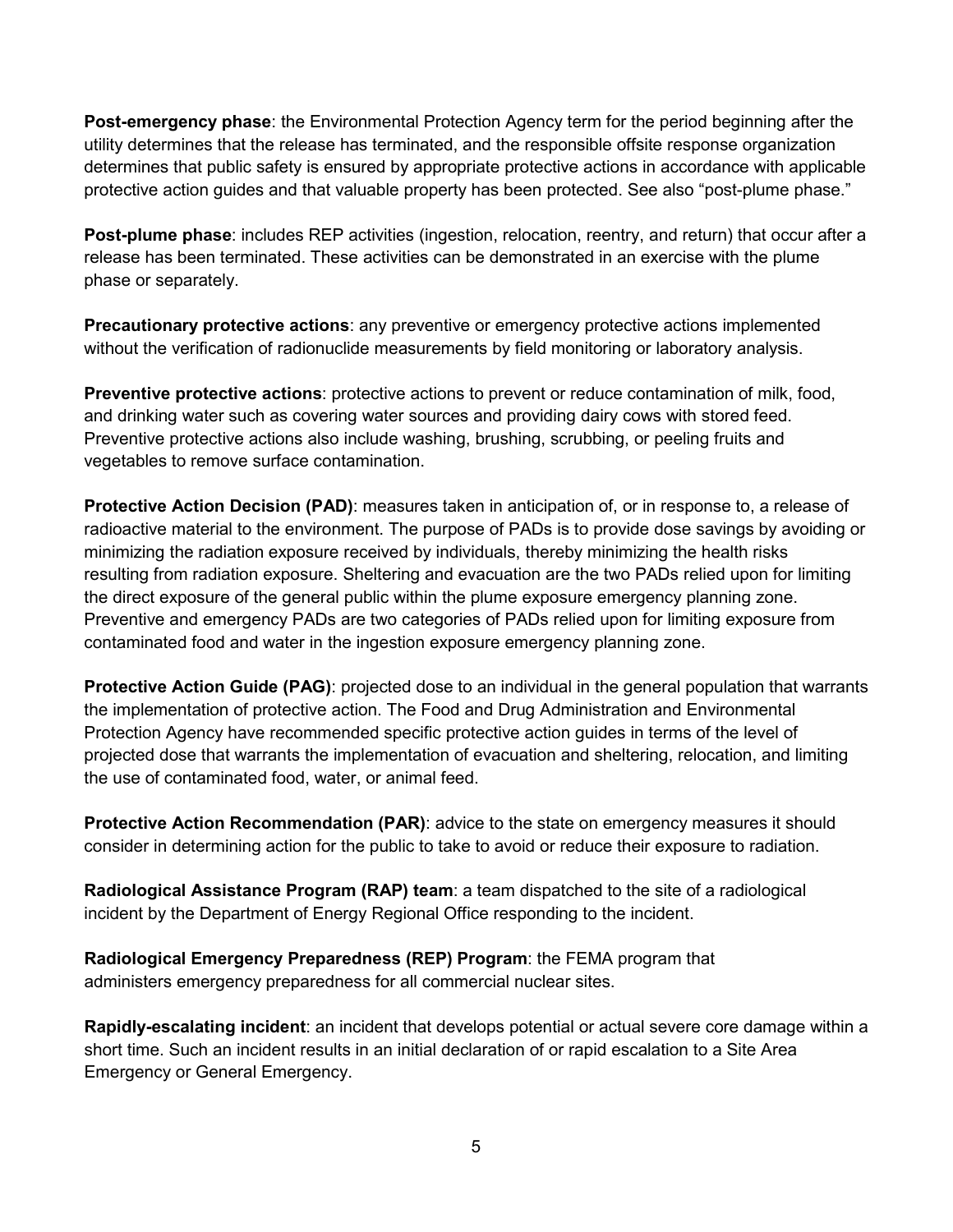**Post-emergency phase**: the Environmental Protection Agency term for the period beginning after the utility determines that the release has terminated, and the responsible offsite response organization determines that public safety is ensured by appropriate protective actions in accordance with applicable protective action guides and that valuable property has been protected. See also "post-plume phase."

**Post-plume phase**: includes REP activities (ingestion, relocation, reentry, and return) that occur after a release has been terminated. These activities can be demonstrated in an exercise with the plume phase or separately.

**Precautionary protective actions**: any preventive or emergency protective actions implemented without the verification of radionuclide measurements by field monitoring or laboratory analysis.

**Preventive protective actions**: protective actions to prevent or reduce contamination of milk, food, and drinking water such as covering water sources and providing dairy cows with stored feed. Preventive protective actions also include washing, brushing, scrubbing, or peeling fruits and vegetables to remove surface contamination.

**Protective Action Decision (PAD)**: measures taken in anticipation of, or in response to, a release of radioactive material to the environment. The purpose of PADs is to provide dose savings by avoiding or minimizing the radiation exposure received by individuals, thereby minimizing the health risks resulting from radiation exposure. Sheltering and evacuation are the two PADs relied upon for limiting the direct exposure of the general public within the plume exposure emergency planning zone. Preventive and emergency PADs are two categories of PADs relied upon for limiting exposure from contaminated food and water in the ingestion exposure emergency planning zone.

**Protective Action Guide (PAG)**: projected dose to an individual in the general population that warrants the implementation of protective action. The Food and Drug Administration and Environmental Protection Agency have recommended specific protective action guides in terms of the level of projected dose that warrants the implementation of evacuation and sheltering, relocation, and limiting the use of contaminated food, water, or animal feed.

**Protective Action Recommendation (PAR)**: advice to the state on emergency measures it should consider in determining action for the public to take to avoid or reduce their exposure to radiation.

**Radiological Assistance Program (RAP) team**: a team dispatched to the site of a radiological incident by the Department of Energy Regional Office responding to the incident.

**Radiological Emergency Preparedness (REP) Program**: the FEMA program that administers emergency preparedness for all commercial nuclear sites.

**Rapidly-escalating incident**: an incident that develops potential or actual severe core damage within a short time. Such an incident results in an initial declaration of or rapid escalation to a Site Area Emergency or General Emergency.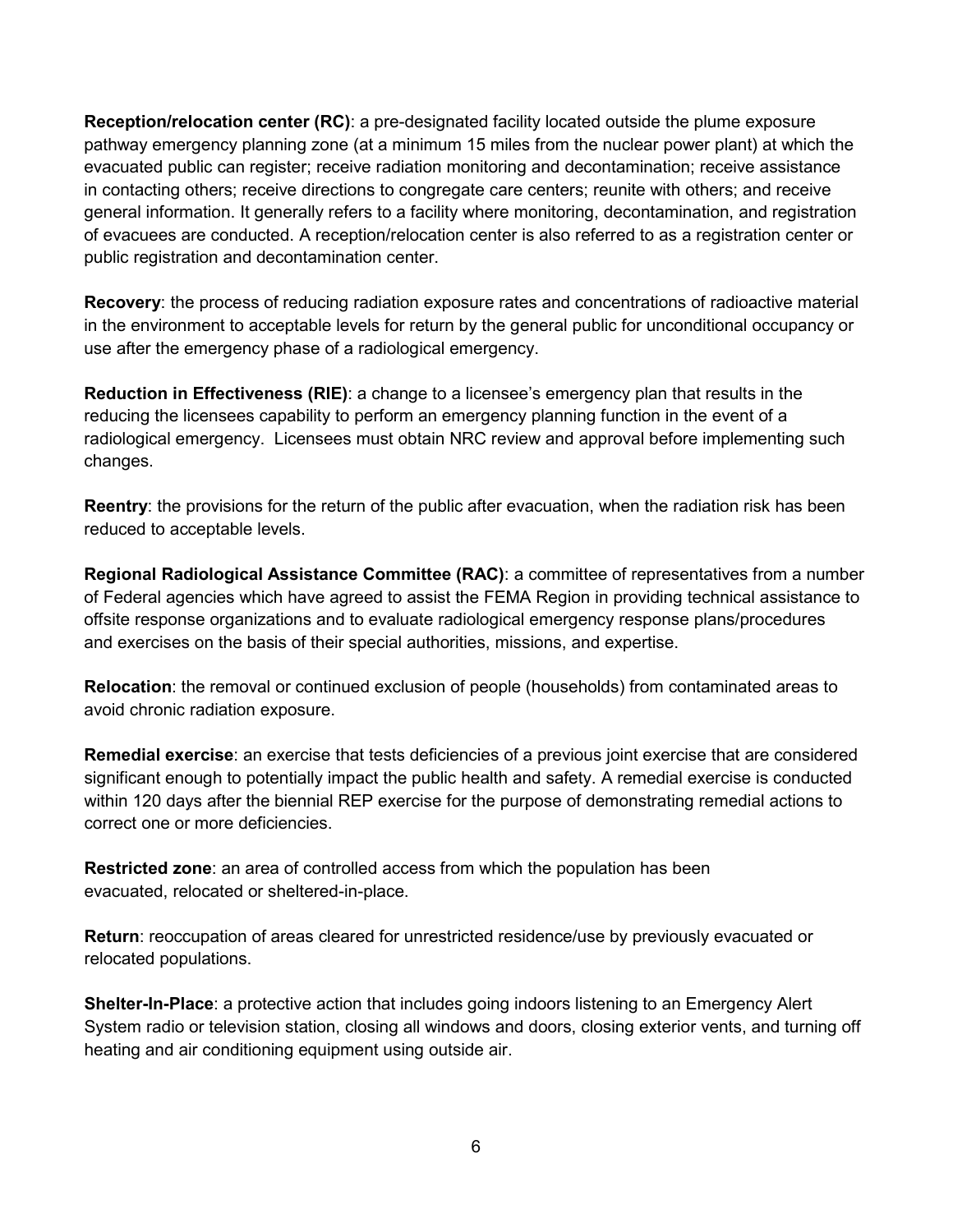**Reception/relocation center (RC)**: a pre-designated facility located outside the plume exposure pathway emergency planning zone (at a minimum 15 miles from the nuclear power plant) at which the evacuated public can register; receive radiation monitoring and decontamination; receive assistance in contacting others; receive directions to congregate care centers; reunite with others; and receive general information. It generally refers to a facility where monitoring, decontamination, and registration of evacuees are conducted. A reception/relocation center is also referred to as a registration center or public registration and decontamination center.

**Recovery**: the process of reducing radiation exposure rates and concentrations of radioactive material in the environment to acceptable levels for return by the general public for unconditional occupancy or use after the emergency phase of a radiological emergency.

**Reduction in Effectiveness (RIE)**: a change to a licensee's emergency plan that results in the reducing the licensees capability to perform an emergency planning function in the event of a radiological emergency. Licensees must obtain NRC review and approval before implementing such changes.

**Reentry**: the provisions for the return of the public after evacuation, when the radiation risk has been reduced to acceptable levels.

**Regional Radiological Assistance Committee (RAC)**: a committee of representatives from a number of Federal agencies which have agreed to assist the FEMA Region in providing technical assistance to offsite response organizations and to evaluate radiological emergency response plans/procedures and exercises on the basis of their special authorities, missions, and expertise.

**Relocation**: the removal or continued exclusion of people (households) from contaminated areas to avoid chronic radiation exposure.

**Remedial exercise**: an exercise that tests deficiencies of a previous joint exercise that are considered significant enough to potentially impact the public health and safety. A remedial exercise is conducted within 120 days after the biennial REP exercise for the purpose of demonstrating remedial actions to correct one or more deficiencies.

**Restricted zone**: an area of controlled access from which the population has been evacuated, relocated or sheltered-in-place.

**Return**: reoccupation of areas cleared for unrestricted residence/use by previously evacuated or relocated populations.

**Shelter-In-Place**: a protective action that includes going indoors listening to an Emergency Alert System radio or television station, closing all windows and doors, closing exterior vents, and turning off heating and air conditioning equipment using outside air.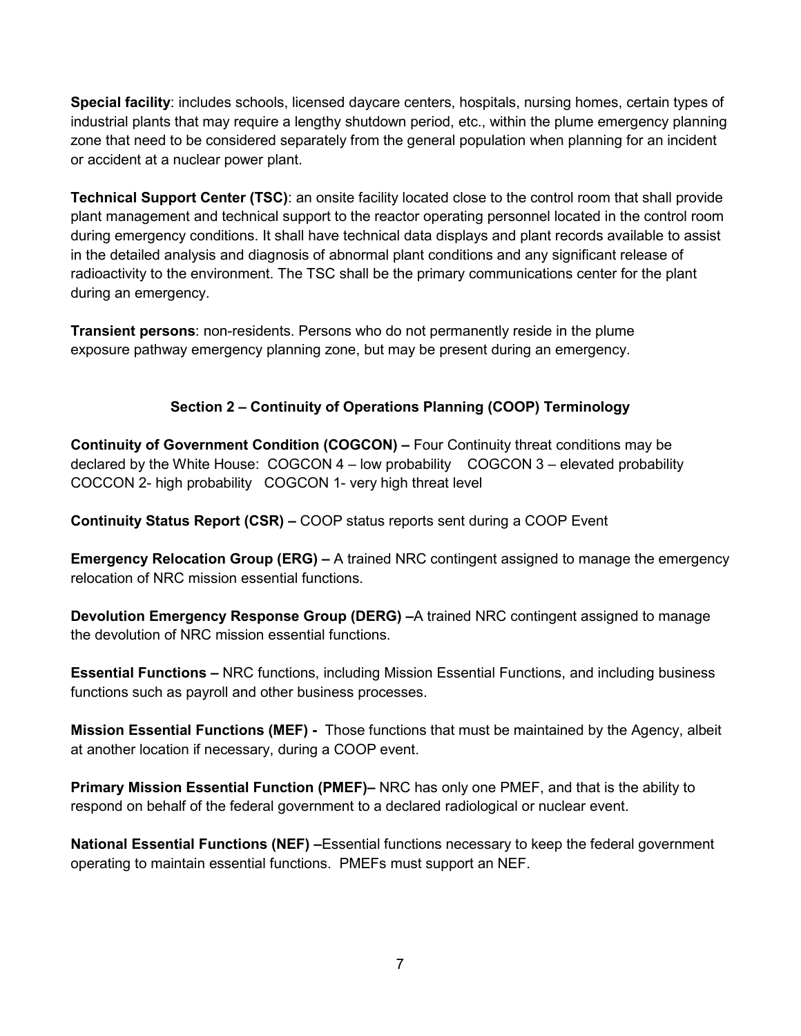**Special facility**: includes schools, licensed daycare centers, hospitals, nursing homes, certain types of industrial plants that may require a lengthy shutdown period, etc., within the plume emergency planning zone that need to be considered separately from the general population when planning for an incident or accident at a nuclear power plant.

**Technical Support Center (TSC)**: an onsite facility located close to the control room that shall provide plant management and technical support to the reactor operating personnel located in the control room during emergency conditions. It shall have technical data displays and plant records available to assist in the detailed analysis and diagnosis of abnormal plant conditions and any significant release of radioactivity to the environment. The TSC shall be the primary communications center for the plant during an emergency.

**Transient persons**: non-residents. Persons who do not permanently reside in the plume exposure pathway emergency planning zone, but may be present during an emergency.

## Section 2 – Continuity of Operations Planning (COOP) Terminology

**Continuity of Government Condition (COGCON) –** Four Continuity threat conditions may be declared by the White House: COGCON 4 – low probability COGCON 3 – elevated probability COCCON 2- high probability COGCON 1- very high threat level

**Continuity Status Report (CSR) –** COOP status reports sent during a COOP Event

**Emergency Relocation Group (ERG) –** A trained NRC contingent assigned to manage the emergency relocation of NRC mission essential functions.

**Devolution Emergency Response Group (DERG) –**A trained NRC contingent assigned to manage the devolution of NRC mission essential functions.

**Essential Functions –** NRC functions, including Mission Essential Functions, and including business functions such as payroll and other business processes.

**Mission Essential Functions (MEF) -** Those functions that must be maintained by the Agency, albeit at another location if necessary, during a COOP event.

**Primary Mission Essential Function (PMEF)–** NRC has only one PMEF, and that is the ability to respond on behalf of the federal government to a declared radiological or nuclear event.

**National Essential Functions (NEF) –**Essential functions necessary to keep the federal government operating to maintain essential functions. PMEFs must support an NEF.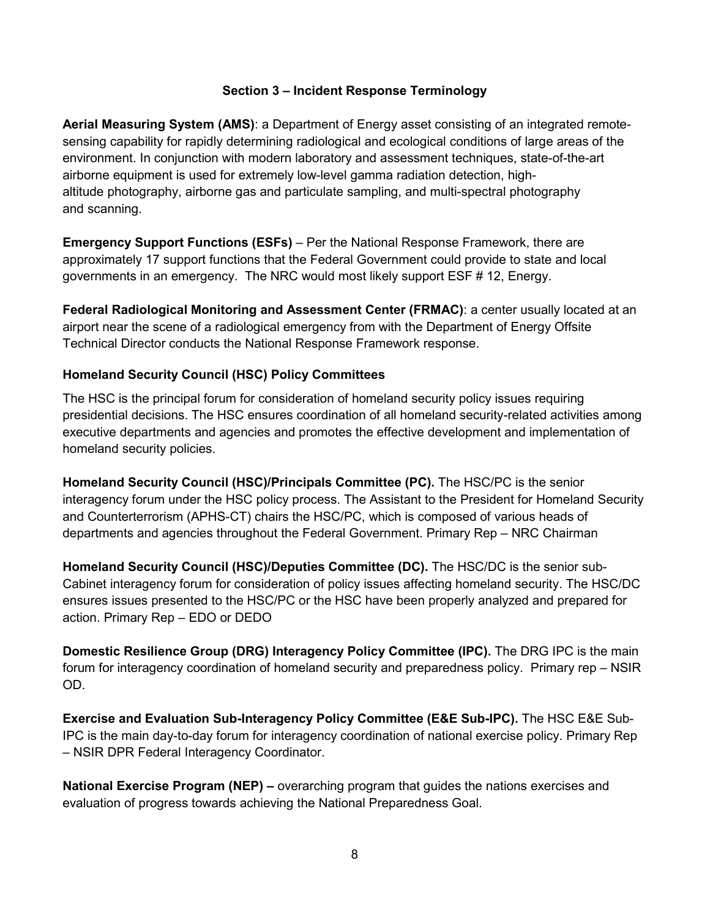## Section 3 – Incident Response Terminology

**Aerial Measuring System (AMS)**: a Department of Energy asset consisting of an integrated remote-sensing capability for rapidly determining radiological and ecological conditions of large areas of the environment. In conjunction with modern laboratory and assessment techniques, state-of-the-art airborne equipment is used for extremely low-level gamma radiation detection, high-altitude photography, airborne gas and particulate sampling, and multi-spectral photography and scanning.

**Emergency Support Functions (ESFs)** – Per the National Response Framework, there are approximately 17 support functions that the Federal Government could provide to state and local governments in an emergency. The NRC would most likely support ESF # 12, Energy.

**Federal Radiological Monitoring and Assessment Center (FRMAC)**: a center usually located at an airport near the scene of a radiological emergency from with the Department of Energy Offsite Technical Director conducts the National Response Framework response.

**Homeland Security Council (HSC) Policy Committees**

The HSC is the principal forum for consideration of homeland security policy issues requiring presidential decisions. The HSC ensures coordination of all homeland security-related activities among executive departments and agencies and promotes the effective development and implementation of homeland security policies.

**Homeland Security Council (HSC)/Principals Committee (PC).** The HSC/PC is the senior interagency forum under the HSC policy process. The Assistant to the President for Homeland Security and Counterterrorism (APHS-CT) chairs the HSC/PC, which is composed of various heads of departments and agencies throughout the Federal Government. Primary Rep – NRC Chairman

**Homeland Security Council (HSC)/Deputies Committee (DC).** The HSC/DC is the senior sub-Cabinet interagency forum for consideration of policy issues affecting homeland security. The HSC/DC ensures issues presented to the HSC/PC or the HSC have been properly analyzed and prepared for action. Primary Rep – EDO or DEDO

**Domestic Resilience Group (DRG) Interagency Policy Committee (IPC).** The DRG IPC is the main forum for interagency coordination of homeland security and preparedness policy. Primary rep – NSIR OD.

**Exercise and Evaluation Sub-Interagency Policy Committee (E&E Sub-IPC).** The HSC E&E Sub-IPC is the main day-to-day forum for interagency coordination of national exercise policy. Primary Rep – NSIR DPR Federal Interagency Coordinator.

**National Exercise Program (NEP) –** overarching program that guides the nations exercises and evaluation of progress towards achieving the National Preparedness Goal.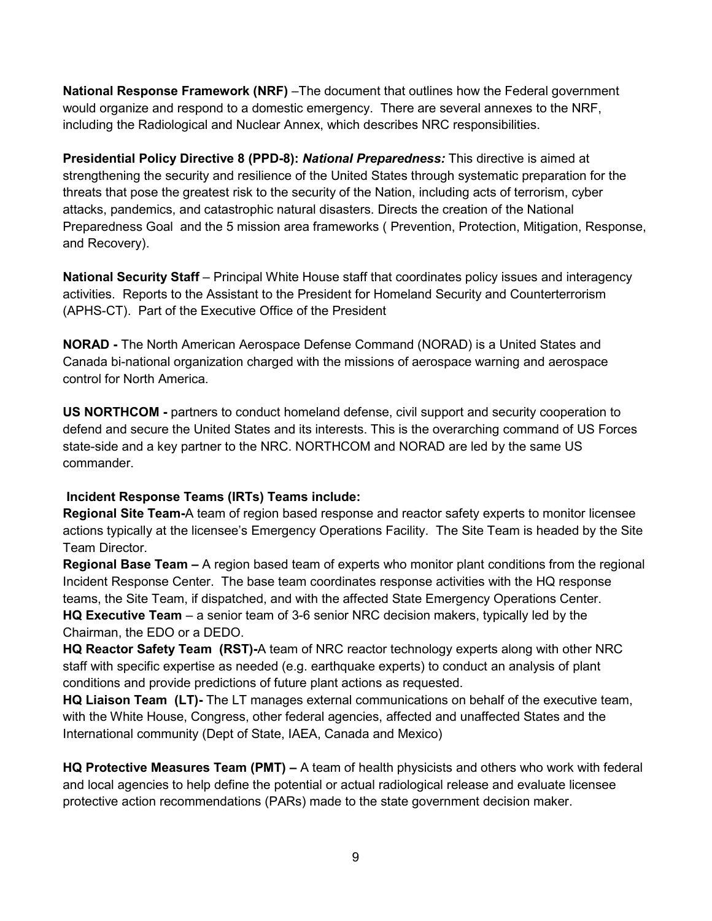**National Response Framework (NRF)** –The document that outlines how the Federal government would organize and respond to a domestic emergency. There are several annexes to the NRF, including the Radiological and Nuclear Annex, which describes NRC responsibilities.

**Presidential Policy Directive 8 (PPD-8):** ***National Preparedness:*** This directive is aimed at strengthening the security and resilience of the United States through systematic preparation for the threats that pose the greatest risk to the security of the Nation, including acts of terrorism, cyber attacks, pandemics, and catastrophic natural disasters. Directs the creation of the National Preparedness Goal and the 5 mission area frameworks ( Prevention, Protection, Mitigation, Response, and Recovery).

**National Security Staff** – Principal White House staff that coordinates policy issues and interagency activities. Reports to the Assistant to the President for Homeland Security and Counterterrorism (APHS-CT). Part of the Executive Office of the President

**NORAD -** The North American Aerospace Defense Command (NORAD) is a United States and Canada bi-national organization charged with the missions of aerospace warning and aerospace control for North America.

**US NORTHCOM -** partners to conduct homeland defense, civil support and security cooperation to defend and secure the United States and its interests. This is the overarching command of US Forces state-side and a key partner to the NRC. NORTHCOM and NORAD are led by the same US commander.

**Incident Response Teams (IRTs) Teams include:**

**Regional Site Team-**A team of region based response and reactor safety experts to monitor licensee actions typically at the licensee's Emergency Operations Facility. The Site Team is headed by the Site Team Director.

**Regional Base Team –** A region based team of experts who monitor plant conditions from the regional Incident Response Center. The base team coordinates response activities with the HQ response teams, the Site Team, if dispatched, and with the affected State Emergency Operations Center.

**HQ Executive Team** – a senior team of 3-6 senior NRC decision makers, typically led by the Chairman, the EDO or a DEDO.

**HQ Reactor Safety Team (RST)-**A team of NRC reactor technology experts along with other NRC staff with specific expertise as needed (e.g. earthquake experts) to conduct an analysis of plant conditions and provide predictions of future plant actions as requested.

**HQ Liaison Team (LT)-** The LT manages external communications on behalf of the executive team, with the White House, Congress, other federal agencies, affected and unaffected States and the International community (Dept of State, IAEA, Canada and Mexico)

**HQ Protective Measures Team (PMT) –** A team of health physicists and others who work with federal and local agencies to help define the potential or actual radiological release and evaluate licensee protective action recommendations (PARs) made to the state government decision maker.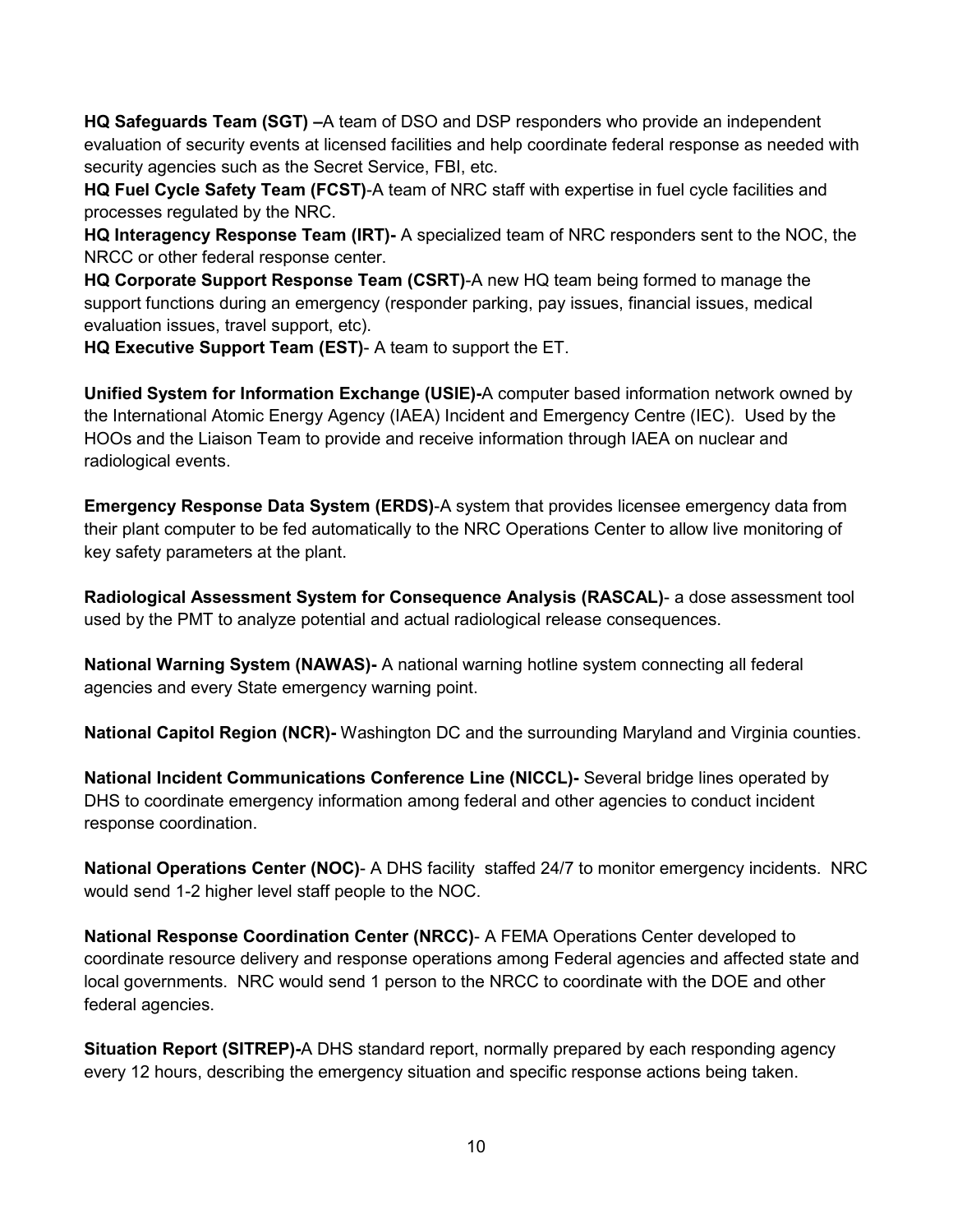**HQ Safeguards Team (SGT) –**A team of DSO and DSP responders who provide an independent evaluation of security events at licensed facilities and help coordinate federal response as needed with security agencies such as the Secret Service, FBI, etc.
**HQ Fuel Cycle Safety Team (FCST)**-A team of NRC staff with expertise in fuel cycle facilities and processes regulated by the NRC.
**HQ Interagency Response Team (IRT)-** A specialized team of NRC responders sent to the NOC, the NRCC or other federal response center.
**HQ Corporate Support Response Team (CSRT)**-A new HQ team being formed to manage the support functions during an emergency (responder parking, pay issues, financial issues, medical evaluation issues, travel support, etc).
**HQ Executive Support Team (EST)**- A team to support the ET.

**Unified System for Information Exchange (USIE)-**A computer based information network owned by the International Atomic Energy Agency (IAEA) Incident and Emergency Centre (IEC). Used by the HOOs and the Liaison Team to provide and receive information through IAEA on nuclear and radiological events.

**Emergency Response Data System (ERDS)**-A system that provides licensee emergency data from their plant computer to be fed automatically to the NRC Operations Center to allow live monitoring of key safety parameters at the plant.

**Radiological Assessment System for Consequence Analysis (RASCAL)**- a dose assessment tool used by the PMT to analyze potential and actual radiological release consequences.

**National Warning System (NAWAS)-** A national warning hotline system connecting all federal agencies and every State emergency warning point.

**National Capitol Region (NCR)-** Washington DC and the surrounding Maryland and Virginia counties.

**National Incident Communications Conference Line (NICCL)-** Several bridge lines operated by DHS to coordinate emergency information among federal and other agencies to conduct incident response coordination.

**National Operations Center (NOC)**- A DHS facility staffed 24/7 to monitor emergency incidents. NRC would send 1-2 higher level staff people to the NOC.

**National Response Coordination Center (NRCC)**- A FEMA Operations Center developed to coordinate resource delivery and response operations among Federal agencies and affected state and local governments. NRC would send 1 person to the NRCC to coordinate with the DOE and other federal agencies.

**Situation Report (SITREP)-**A DHS standard report, normally prepared by each responding agency every 12 hours, describing the emergency situation and specific response actions being taken.